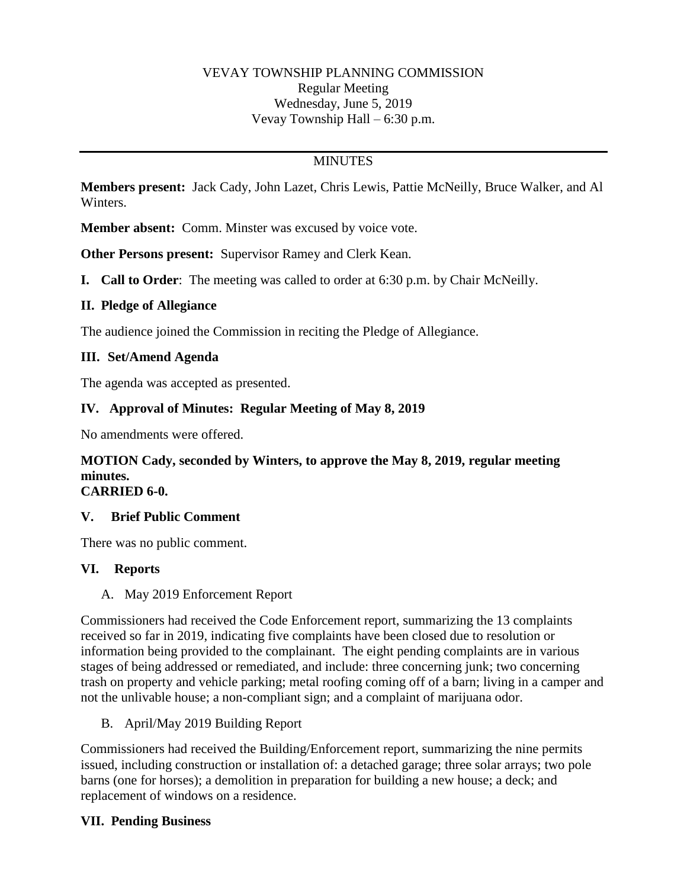VEVAY TOWNSHIP PLANNING COMMISSION
Regular Meeting
Wednesday, June 5, 2019
Vevay Township Hall – 6:30 p.m.

---

MINUTES

**Members present:** Jack Cady, John Lazet, Chris Lewis, Pattie McNeilly, Bruce Walker, and Al Winters.

**Member absent:** Comm. Minster was excused by voice vote.

**Other Persons present:** Supervisor Ramey and Clerk Kean.

**I. Call to Order**: The meeting was called to order at 6:30 p.m. by Chair McNeilly.

### II. Pledge of Allegiance

The audience joined the Commission in reciting the Pledge of Allegiance.

### III. Set/Amend Agenda

The agenda was accepted as presented.

### IV. Approval of Minutes: Regular Meeting of May 8, 2019

No amendments were offered.

**MOTION Cady, seconded by Winters, to approve the May 8, 2019, regular meeting minutes.**
**CARRIED 6-0.**

### V. Brief Public Comment

There was no public comment.

### VI. Reports

A. May 2019 Enforcement Report

Commissioners had received the Code Enforcement report, summarizing the 13 complaints received so far in 2019, indicating five complaints have been closed due to resolution or information being provided to the complainant. The eight pending complaints are in various stages of being addressed or remediated, and include: three concerning junk; two concerning trash on property and vehicle parking; metal roofing coming off of a barn; living in a camper and not the unlivable house; a non-compliant sign; and a complaint of marijuana odor.

B. April/May 2019 Building Report

Commissioners had received the Building/Enforcement report, summarizing the nine permits issued, including construction or installation of: a detached garage; three solar arrays; two pole barns (one for horses); a demolition in preparation for building a new house; a deck; and replacement of windows on a residence.

### VII. Pending Business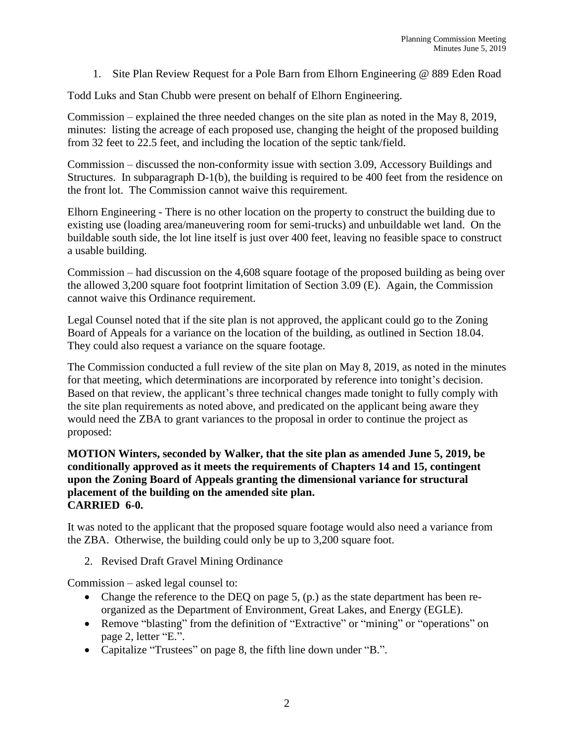1. Site Plan Review Request for a Pole Barn from Elhorn Engineering @ 889 Eden Road

Todd Luks and Stan Chubb were present on behalf of Elhorn Engineering.

Commission – explained the three needed changes on the site plan as noted in the May 8, 2019, minutes: listing the acreage of each proposed use, changing the height of the proposed building from 32 feet to 22.5 feet, and including the location of the septic tank/field.

Commission – discussed the non-conformity issue with section 3.09, Accessory Buildings and Structures. In subparagraph D-1(b), the building is required to be 400 feet from the residence on the front lot. The Commission cannot waive this requirement.

Elhorn Engineering - There is no other location on the property to construct the building due to existing use (loading area/maneuvering room for semi-trucks) and unbuildable wet land. On the buildable south side, the lot line itself is just over 400 feet, leaving no feasible space to construct a usable building.

Commission – had discussion on the 4,608 square footage of the proposed building as being over the allowed 3,200 square foot footprint limitation of Section 3.09 (E). Again, the Commission cannot waive this Ordinance requirement.

Legal Counsel noted that if the site plan is not approved, the applicant could go to the Zoning Board of Appeals for a variance on the location of the building, as outlined in Section 18.04. They could also request a variance on the square footage.

The Commission conducted a full review of the site plan on May 8, 2019, as noted in the minutes for that meeting, which determinations are incorporated by reference into tonight's decision. Based on that review, the applicant's three technical changes made tonight to fully comply with the site plan requirements as noted above, and predicated on the applicant being aware they would need the ZBA to grant variances to the proposal in order to continue the project as proposed:

**MOTION Winters, seconded by Walker, that the site plan as amended June 5, 2019, be conditionally approved as it meets the requirements of Chapters 14 and 15, contingent upon the Zoning Board of Appeals granting the dimensional variance for structural placement of the building on the amended site plan.**
**CARRIED 6-0.**

It was noted to the applicant that the proposed square footage would also need a variance from the ZBA. Otherwise, the building could only be up to 3,200 square foot.

2. Revised Draft Gravel Mining Ordinance

Commission – asked legal counsel to:

- Change the reference to the DEQ on page 5, (p.) as the state department has been re-organized as the Department of Environment, Great Lakes, and Energy (EGLE).
- Remove "blasting" from the definition of "Extractive" or "mining" or "operations" on page 2, letter "E.".
- Capitalize "Trustees" on page 8, the fifth line down under "B.".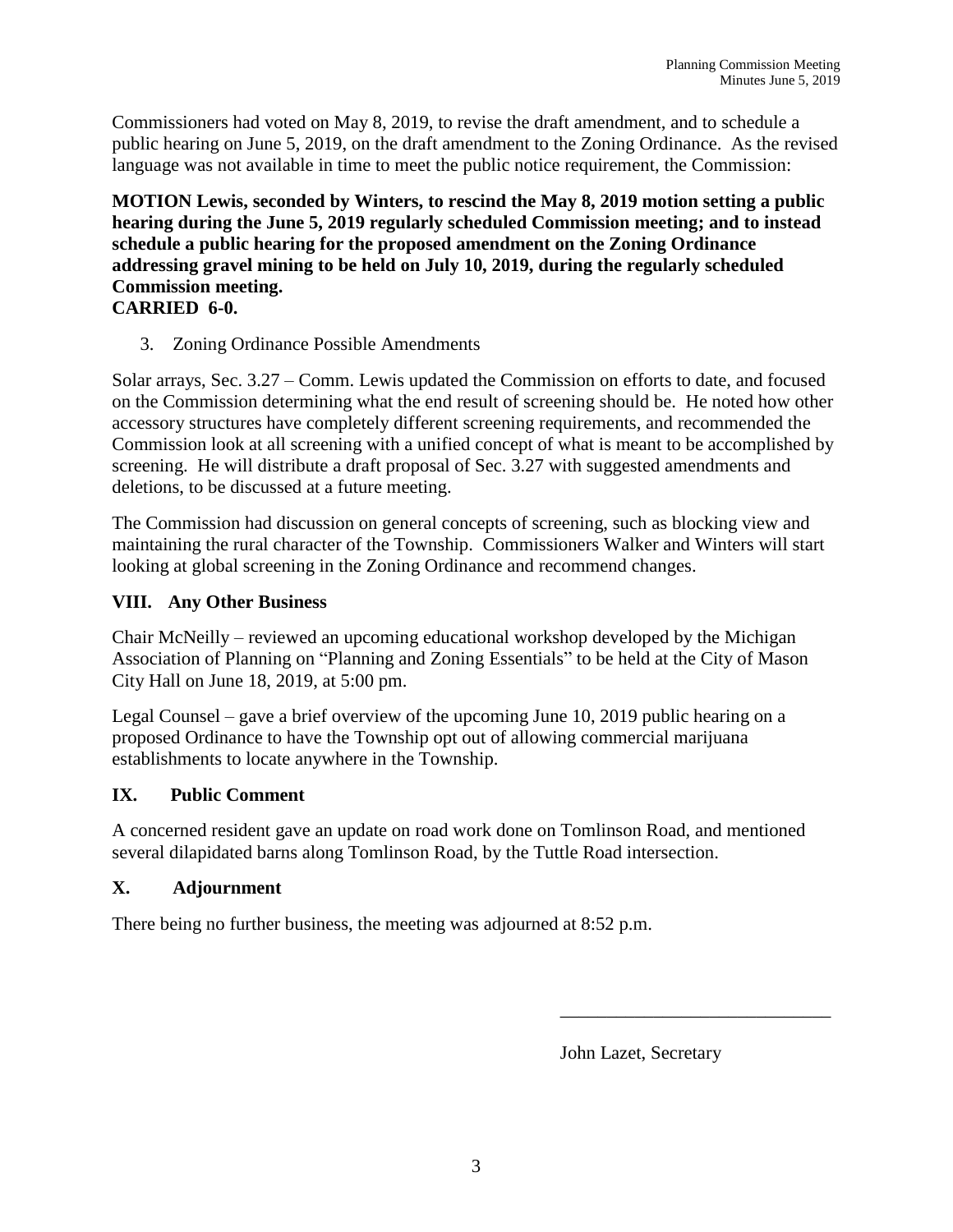Commissioners had voted on May 8, 2019, to revise the draft amendment, and to schedule a public hearing on June 5, 2019, on the draft amendment to the Zoning Ordinance. As the revised language was not available in time to meet the public notice requirement, the Commission:

**MOTION Lewis, seconded by Winters, to rescind the May 8, 2019 motion setting a public hearing during the June 5, 2019 regularly scheduled Commission meeting; and to instead schedule a public hearing for the proposed amendment on the Zoning Ordinance addressing gravel mining to be held on July 10, 2019, during the regularly scheduled Commission meeting.**
**CARRIED 6-0.**

3. Zoning Ordinance Possible Amendments

Solar arrays, Sec. 3.27 – Comm. Lewis updated the Commission on efforts to date, and focused on the Commission determining what the end result of screening should be. He noted how other accessory structures have completely different screening requirements, and recommended the Commission look at all screening with a unified concept of what is meant to be accomplished by screening. He will distribute a draft proposal of Sec. 3.27 with suggested amendments and deletions, to be discussed at a future meeting.

The Commission had discussion on general concepts of screening, such as blocking view and maintaining the rural character of the Township. Commissioners Walker and Winters will start looking at global screening in the Zoning Ordinance and recommend changes.

## VIII. Any Other Business

Chair McNeilly – reviewed an upcoming educational workshop developed by the Michigan Association of Planning on "Planning and Zoning Essentials" to be held at the City of Mason City Hall on June 18, 2019, at 5:00 pm.

Legal Counsel – gave a brief overview of the upcoming June 10, 2019 public hearing on a proposed Ordinance to have the Township opt out of allowing commercial marijuana establishments to locate anywhere in the Township.

## IX. Public Comment

A concerned resident gave an update on road work done on Tomlinson Road, and mentioned several dilapidated barns along Tomlinson Road, by the Tuttle Road intersection.

## X. Adjournment

There being no further business, the meeting was adjourned at 8:52 p.m.

\_\_\_\_\_\_\_\_\_\_\_\_\_\_\_\_\_\_\_\_\_\_\_\_\_\_\_\_\_\_

John Lazet, Secretary